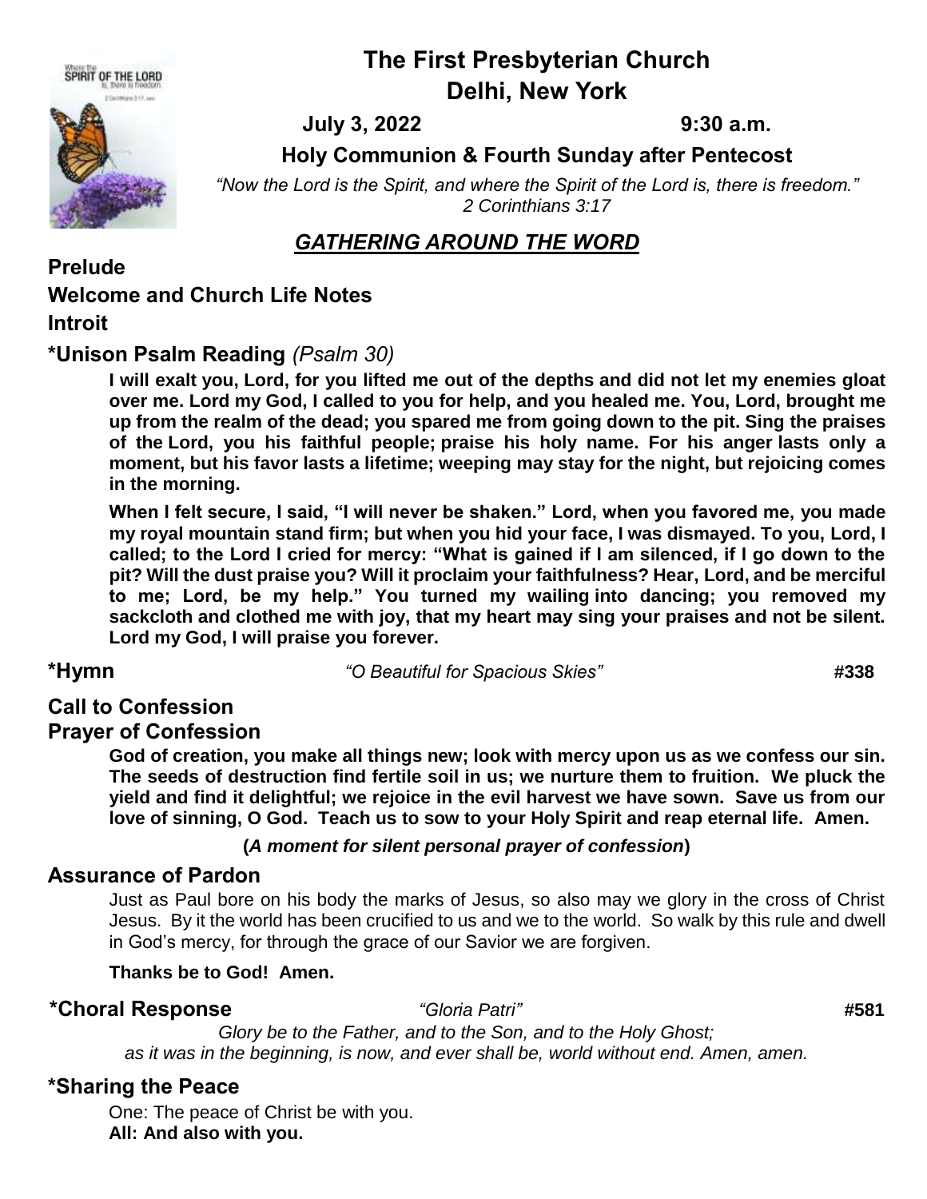# The First Presbyterian Church
## Delhi, New York

**July 3, 2022 9:30 a.m.**

**Holy Communion & Fourth Sunday after Pentecost**

*"Now the Lord is the Spirit, and where the Spirit of the Lord is, there is freedom."*
*2 Corinthians 3:17*

## *GATHERING AROUND THE WORD*

### Prelude

### Welcome and Church Life Notes

### Introit

### *Unison Psalm Reading *(Psalm 30)*

**I will exalt you, Lord, for you lifted me out of the depths and did not let my enemies gloat over me. Lord my God, I called to you for help, and you healed me. You, Lord, brought me up from the realm of the dead; you spared me from going down to the pit. Sing the praises of the Lord, you his faithful people; praise his holy name. For his anger lasts only a moment, but his favor lasts a lifetime; weeping may stay for the night, but rejoicing comes in the morning.**

**When I felt secure, I said, "I will never be shaken." Lord, when you favored me, you made my royal mountain stand firm; but when you hid your face, I was dismayed. To you, Lord, I called; to the Lord I cried for mercy: "What is gained if I am silenced, if I go down to the pit? Will the dust praise you? Will it proclaim your faithfulness? Hear, Lord, and be merciful to me; Lord, be my help." You turned my wailing into dancing; you removed my sackcloth and clothed me with joy, that my heart may sing your praises and not be silent. Lord my God, I will praise you forever.**

**\*Hymn** *"O Beautiful for Spacious Skies"* **#338**

### Call to Confession

### Prayer of Confession

**God of creation, you make all things new; look with mercy upon us as we confess our sin. The seeds of destruction find fertile soil in us; we nurture them to fruition. We pluck the yield and find it delightful; we rejoice in the evil harvest we have sown. Save us from our love of sinning, O God. Teach us to sow to your Holy Spirit and reap eternal life. Amen.**

**(*A moment for silent personal prayer of confession*)**

### Assurance of Pardon

Just as Paul bore on his body the marks of Jesus, so also may we glory in the cross of Christ Jesus. By it the world has been crucified to us and we to the world. So walk by this rule and dwell in God's mercy, for through the grace of our Savior we are forgiven.

**Thanks be to God! Amen.**

**\*Choral Response** *"Gloria Patri"* **#581**

*Glory be to the Father, and to the Son, and to the Holy Ghost;*
*as it was in the beginning, is now, and ever shall be, world without end. Amen, amen.*

### *Sharing the Peace

One: The peace of Christ be with you.
**All: And also with you.**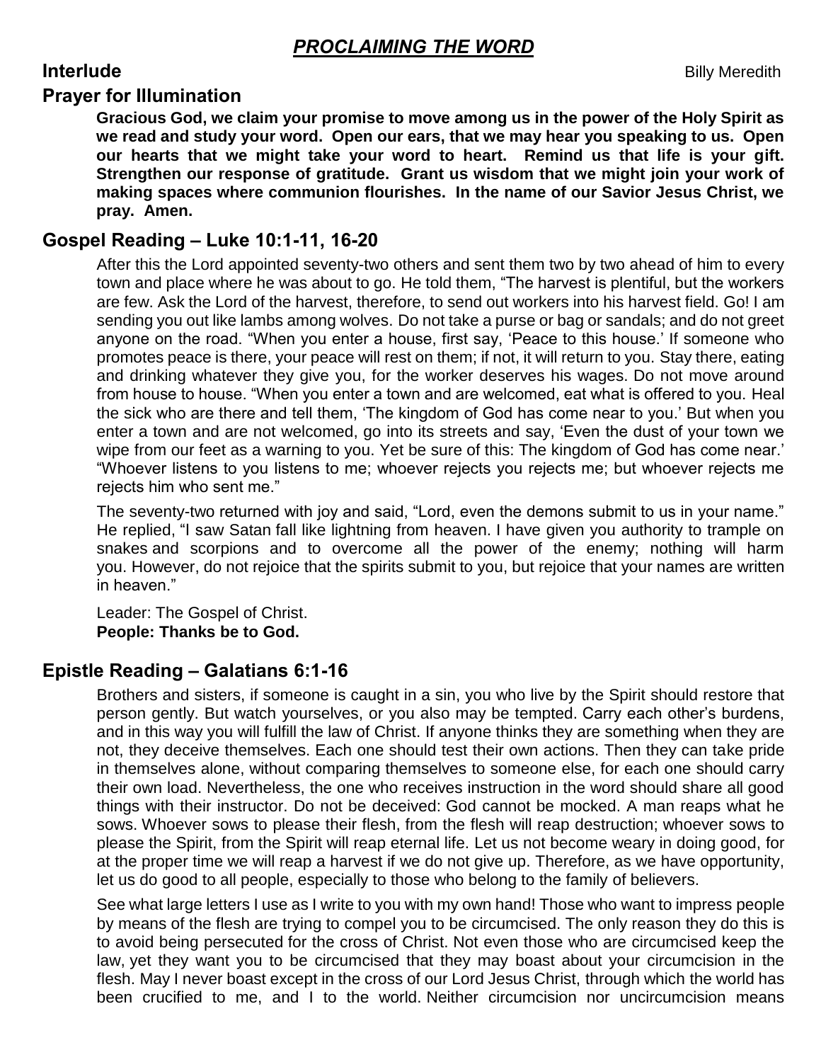## *PROCLAIMING THE WORD*

**Interlude** Billy Meredith

### Prayer for Illumination

**Gracious God, we claim your promise to move among us in the power of the Holy Spirit as we read and study your word. Open our ears, that we may hear you speaking to us. Open our hearts that we might take your word to heart. Remind us that life is your gift. Strengthen our response of gratitude. Grant us wisdom that we might join your work of making spaces where communion flourishes. In the name of our Savior Jesus Christ, we pray. Amen.**

### Gospel Reading – Luke 10:1-11, 16-20

After this the Lord appointed seventy-two others and sent them two by two ahead of him to every town and place where he was about to go. He told them, "The harvest is plentiful, but the workers are few. Ask the Lord of the harvest, therefore, to send out workers into his harvest field. Go! I am sending you out like lambs among wolves. Do not take a purse or bag or sandals; and do not greet anyone on the road. "When you enter a house, first say, 'Peace to this house.' If someone who promotes peace is there, your peace will rest on them; if not, it will return to you. Stay there, eating and drinking whatever they give you, for the worker deserves his wages. Do not move around from house to house. "When you enter a town and are welcomed, eat what is offered to you. Heal the sick who are there and tell them, 'The kingdom of God has come near to you.' But when you enter a town and are not welcomed, go into its streets and say, 'Even the dust of your town we wipe from our feet as a warning to you. Yet be sure of this: The kingdom of God has come near.' "Whoever listens to you listens to me; whoever rejects you rejects me; but whoever rejects me rejects him who sent me."

The seventy-two returned with joy and said, "Lord, even the demons submit to us in your name." He replied, "I saw Satan fall like lightning from heaven. I have given you authority to trample on snakes and scorpions and to overcome all the power of the enemy; nothing will harm you. However, do not rejoice that the spirits submit to you, but rejoice that your names are written in heaven."

Leader: The Gospel of Christ.
**People: Thanks be to God.**

### Epistle Reading – Galatians 6:1-16

Brothers and sisters, if someone is caught in a sin, you who live by the Spirit should restore that person gently. But watch yourselves, or you also may be tempted. Carry each other's burdens, and in this way you will fulfill the law of Christ. If anyone thinks they are something when they are not, they deceive themselves. Each one should test their own actions. Then they can take pride in themselves alone, without comparing themselves to someone else, for each one should carry their own load. Nevertheless, the one who receives instruction in the word should share all good things with their instructor. Do not be deceived: God cannot be mocked. A man reaps what he sows. Whoever sows to please their flesh, from the flesh will reap destruction; whoever sows to please the Spirit, from the Spirit will reap eternal life. Let us not become weary in doing good, for at the proper time we will reap a harvest if we do not give up. Therefore, as we have opportunity, let us do good to all people, especially to those who belong to the family of believers.

See what large letters I use as I write to you with my own hand! Those who want to impress people by means of the flesh are trying to compel you to be circumcised. The only reason they do this is to avoid being persecuted for the cross of Christ. Not even those who are circumcised keep the law, yet they want you to be circumcised that they may boast about your circumcision in the flesh. May I never boast except in the cross of our Lord Jesus Christ, through which the world has been crucified to me, and I to the world. Neither circumcision nor uncircumcision means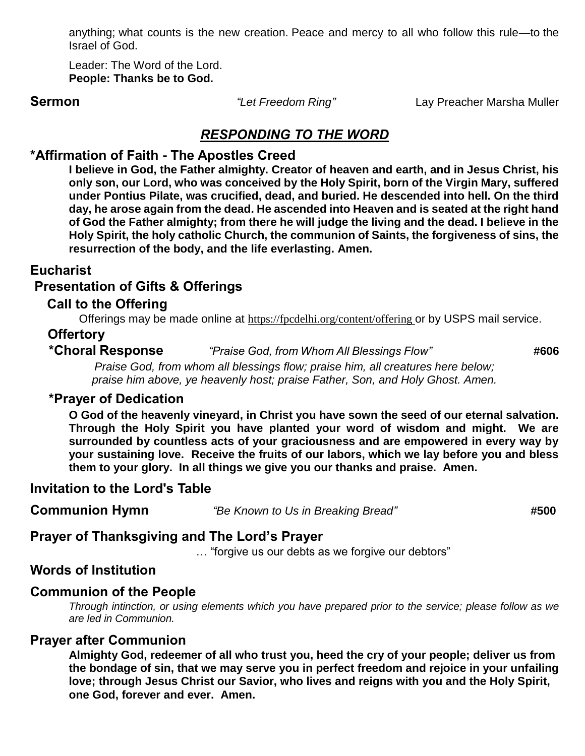anything; what counts is the new creation. Peace and mercy to all who follow this rule—to the Israel of God.

Leader: The Word of the Lord.
**People: Thanks be to God.**

**Sermon** *"Let Freedom Ring"* Lay Preacher Marsha Muller

## ***RESPONDING TO THE WORD***

### *Affirmation of Faith - The Apostles Creed

**I believe in God, the Father almighty. Creator of heaven and earth, and in Jesus Christ, his only son, our Lord, who was conceived by the Holy Spirit, born of the Virgin Mary, suffered under Pontius Pilate, was crucified, dead, and buried. He descended into hell. On the third day, he arose again from the dead. He ascended into Heaven and is seated at the right hand of God the Father almighty; from there he will judge the living and the dead. I believe in the Holy Spirit, the holy catholic Church, the communion of Saints, the forgiveness of sins, the resurrection of the body, and the life everlasting. Amen.**

### Eucharist

### Presentation of Gifts & Offerings

#### Call to the Offering

Offerings may be made online at https://fpcdelhi.org/content/offering or by USPS mail service.

#### Offertory

**\*Choral Response** *"Praise God, from Whom All Blessings Flow"* **#606**

*Praise God, from whom all blessings flow; praise him, all creatures here below;*
*praise him above, ye heavenly host; praise Father, Son, and Holy Ghost. Amen.*

#### *Prayer of Dedication

**O God of the heavenly vineyard, in Christ you have sown the seed of our eternal salvation. Through the Holy Spirit you have planted your word of wisdom and might. We are surrounded by countless acts of your graciousness and are empowered in every way by your sustaining love. Receive the fruits of our labors, which we lay before you and bless them to your glory. In all things we give you our thanks and praise. Amen.**

### Invitation to the Lord's Table

**Communion Hymn** *"Be Known to Us in Breaking Bread"* **#500**

### Prayer of Thanksgiving and The Lord's Prayer

… "forgive us our debts as we forgive our debtors"

### Words of Institution

### Communion of the People

*Through intinction, or using elements which you have prepared prior to the service; please follow as we are led in Communion.*

### Prayer after Communion

**Almighty God, redeemer of all who trust you, heed the cry of your people; deliver us from the bondage of sin, that we may serve you in perfect freedom and rejoice in your unfailing love; through Jesus Christ our Savior, who lives and reigns with you and the Holy Spirit, one God, forever and ever. Amen.**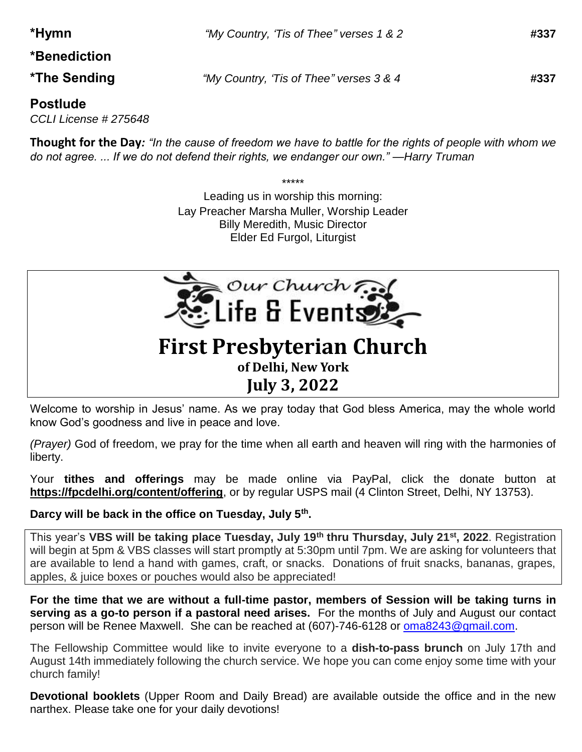**\*Hymn** *"My Country, 'Tis of Thee" verses 1 & 2* **#337**

**\*Benediction**

**\*The Sending** *"My Country, 'Tis of Thee" verses 3 & 4* **#337**

**Postlude**

*CCLI License # 275648*

**Thought for the Day***: "In the cause of freedom we have to battle for the rights of people with whom we do not agree. ... If we do not defend their rights, we endanger our own." —Harry Truman*

\*\*\*\*\*

Leading us in worship this morning:
Lay Preacher Marsha Muller, Worship Leader
Billy Meredith, Music Director
Elder Ed Furgol, Liturgist

Our Church Life & Events

# First Presbyterian Church

### of Delhi, New York

## July 3, 2022

Welcome to worship in Jesus' name. As we pray today that God bless America, may the whole world know God's goodness and live in peace and love.

*(Prayer)* God of freedom, we pray for the time when all earth and heaven will ring with the harmonies of liberty.

Your **tithes and offerings** may be made online via PayPal, click the donate button at **https://fpcdelhi.org/content/offering**, or by regular USPS mail (4 Clinton Street, Delhi, NY 13753).

**Darcy will be back in the office on Tuesday, July 5th.**

This year's **VBS will be taking place Tuesday, July 19th thru Thursday, July 21st, 2022**. Registration will begin at 5pm & VBS classes will start promptly at 5:30pm until 7pm. We are asking for volunteers that are available to lend a hand with games, craft, or snacks. Donations of fruit snacks, bananas, grapes, apples, & juice boxes or pouches would also be appreciated!

**For the time that we are without a full-time pastor, members of Session will be taking turns in serving as a go-to person if a pastoral need arises.** For the months of July and August our contact person will be Renee Maxwell. She can be reached at (607)-746-6128 or oma8243@gmail.com.

The Fellowship Committee would like to invite everyone to a **dish-to-pass brunch** on July 17th and August 14th immediately following the church service. We hope you can come enjoy some time with your church family!

**Devotional booklets** (Upper Room and Daily Bread) are available outside the office and in the new narthex. Please take one for your daily devotions!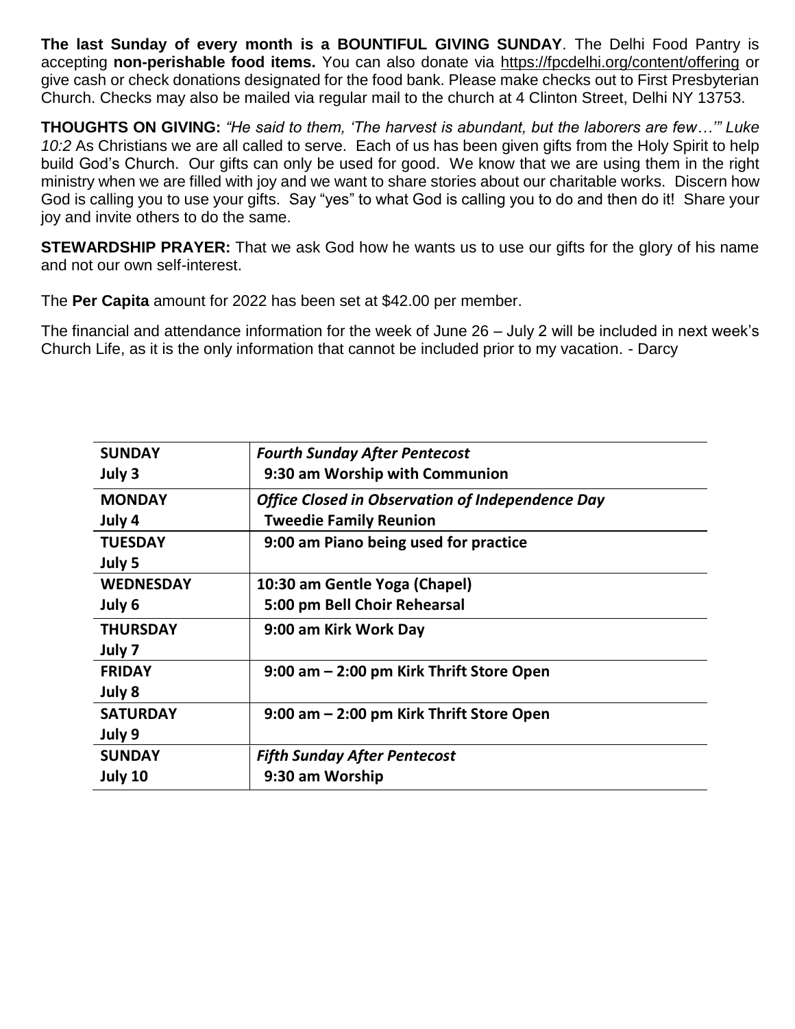**The last Sunday of every month is a BOUNTIFUL GIVING SUNDAY**. The Delhi Food Pantry is accepting **non-perishable food items.** You can also donate via https://fpcdelhi.org/content/offering or give cash or check donations designated for the food bank. Please make checks out to First Presbyterian Church. Checks may also be mailed via regular mail to the church at 4 Clinton Street, Delhi NY 13753.

**THOUGHTS ON GIVING:** *"He said to them, 'The harvest is abundant, but the laborers are few…'" Luke 10:2* As Christians we are all called to serve. Each of us has been given gifts from the Holy Spirit to help build God's Church. Our gifts can only be used for good. We know that we are using them in the right ministry when we are filled with joy and we want to share stories about our charitable works. Discern how God is calling you to use your gifts. Say "yes" to what God is calling you to do and then do it! Share your joy and invite others to do the same.

**STEWARDSHIP PRAYER:** That we ask God how he wants us to use our gifts for the glory of his name and not our own self-interest.

The **Per Capita** amount for 2022 has been set at $42.00 per member.

The financial and attendance information for the week of June 26 – July 2 will be included in next week's Church Life, as it is the only information that cannot be included prior to my vacation. - Darcy

| | |
|---|---|
| **SUNDAY**<br>**July 3** | ***Fourth Sunday After Pentecost***<br>**9:30 am Worship with Communion** |
| **MONDAY**<br>**July 4** | ***Office Closed in Observation of Independence Day***<br>**Tweedie Family Reunion** |
| **TUESDAY**<br>**July 5** | **9:00 am Piano being used for practice** |
| **WEDNESDAY**<br>**July 6** | **10:30 am Gentle Yoga (Chapel)**<br>**5:00 pm Bell Choir Rehearsal** |
| **THURSDAY**<br>**July 7** | **9:00 am Kirk Work Day** |
| **FRIDAY**<br>**July 8** | **9:00 am – 2:00 pm Kirk Thrift Store Open** |
| **SATURDAY**<br>**July 9** | **9:00 am – 2:00 pm Kirk Thrift Store Open** |
| **SUNDAY**<br>**July 10** | ***Fifth Sunday After Pentecost***<br>**9:30 am Worship** |